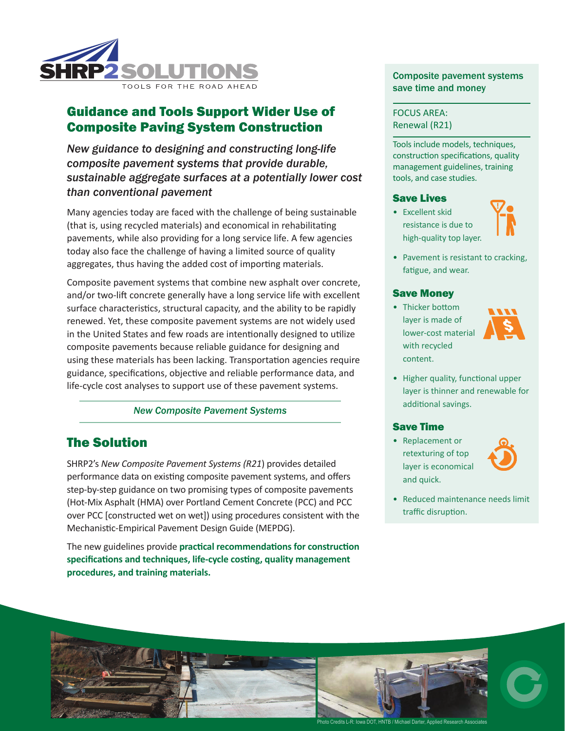SHRP2 SOLUTIONS

TOOLS FOR THE ROAD AHEAD

# Guidance and Tools Support Wider Use of Composite Paving System Construction

*New guidance to designing and constructing long-life composite pavement systems that provide durable, sustainable aggregate surfaces at a potentially lower cost than conventional pavement*

Many agencies today are faced with the challenge of being sustainable (that is, using recycled materials) and economical in rehabilitating pavements, while also providing for a long service life. A few agencies today also face the challenge of having a limited source of quality aggregates, thus having the added cost of importing materials.

Composite pavement systems that combine new asphalt over concrete, and/or two-lift concrete generally have a long service life with excellent surface characteristics, structural capacity, and the ability to be rapidly renewed. Yet, these composite pavement systems are not widely used in the United States and few roads are intentionally designed to utilize composite pavements because reliable guidance for designing and using these materials has been lacking. Transportation agencies require guidance, specifications, objective and reliable performance data, and life-cycle cost analyses to support use of these pavement systems.

*New Composite Pavement Systems*

## The Solution

SHRP2's *New Composite Pavement Systems (R21)* provides detailed performance data on existing composite pavement systems, and offers step-by-step guidance on two promising types of composite pavements (Hot-Mix Asphalt (HMA) over Portland Cement Concrete (PCC) and PCC over PCC [constructed wet on wet]) using procedures consistent with the Mechanistic-Empirical Pavement Design Guide (MEPDG).

The new guidelines provide **practical recommendations for construction specifications and techniques, life-cycle costing, quality management procedures, and training materials.**

---

**Composite pavement systems save time and money**

FOCUS AREA:
Renewal (R21)

Tools include models, techniques, construction specifications, quality management guidelines, training tools, and case studies.

### Save Lives

- Excellent skid resistance is due to high-quality top layer.
- Pavement is resistant to cracking, fatigue, and wear.

### Save Money

- Thicker bottom layer is made of lower-cost material with recycled content.
- Higher quality, functional upper layer is thinner and renewable for additional savings.

### Save Time

- Replacement or retexturing of top layer is economical and quick.
- Reduced maintenance needs limit traffic disruption.

Photo Credits L-R: Iowa DOT, HNTB / Michael Darter, Applied Research Associates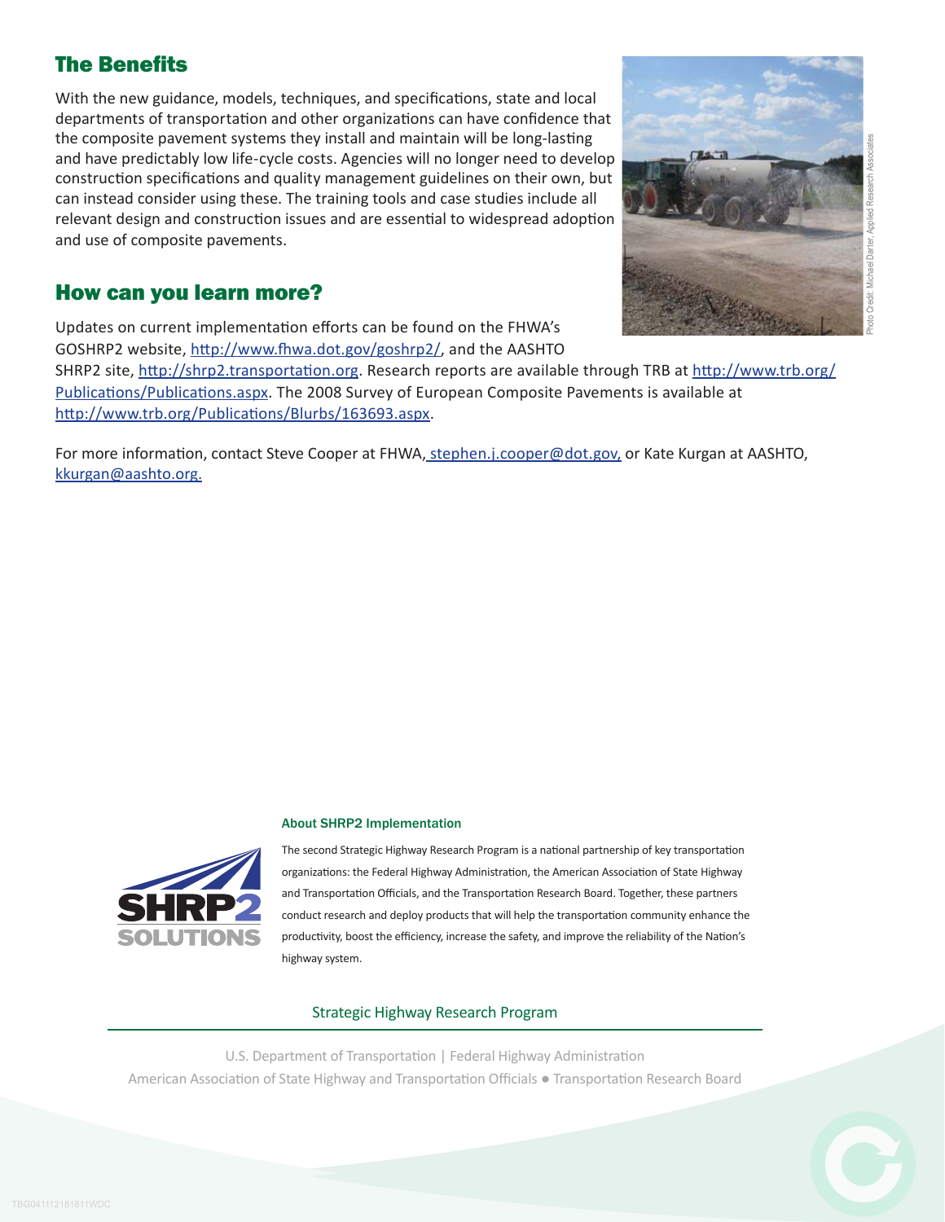## The Benefits

With the new guidance, models, techniques, and specifications, state and local departments of transportation and other organizations can have confidence that the composite pavement systems they install and maintain will be long-lasting and have predictably low life-cycle costs. Agencies will no longer need to develop construction specifications and quality management guidelines on their own, but can instead consider using these. The training tools and case studies include all relevant design and construction issues and are essential to widespread adoption and use of composite pavements.

Photo Credit: Michael Darter, Applied Research Associates

## How can you learn more?

Updates on current implementation efforts can be found on the FHWA's GOSHRP2 website, http://www.fhwa.dot.gov/goshrp2/, and the AASHTO SHRP2 site, http://shrp2.transportation.org. Research reports are available through TRB at http://www.trb.org/Publications/Publications.aspx. The 2008 Survey of European Composite Pavements is available at http://www.trb.org/Publications/Blurbs/163693.aspx.

For more information, contact Steve Cooper at FHWA, stephen.j.cooper@dot.gov, or Kate Kurgan at AASHTO, kkurgan@aashto.org.

### About SHRP2 Implementation

SHRP2 SOLUTIONS

The second Strategic Highway Research Program is a national partnership of key transportation organizations: the Federal Highway Administration, the American Association of State Highway and Transportation Officials, and the Transportation Research Board. Together, these partners conduct research and deploy products that will help the transportation community enhance the productivity, boost the efficiency, increase the safety, and improve the reliability of the Nation's highway system.

Strategic Highway Research Program

U.S. Department of Transportation | Federal Highway Administration

American Association of State Highway and Transportation Officials ● Transportation Research Board

TBG041112181811WDC